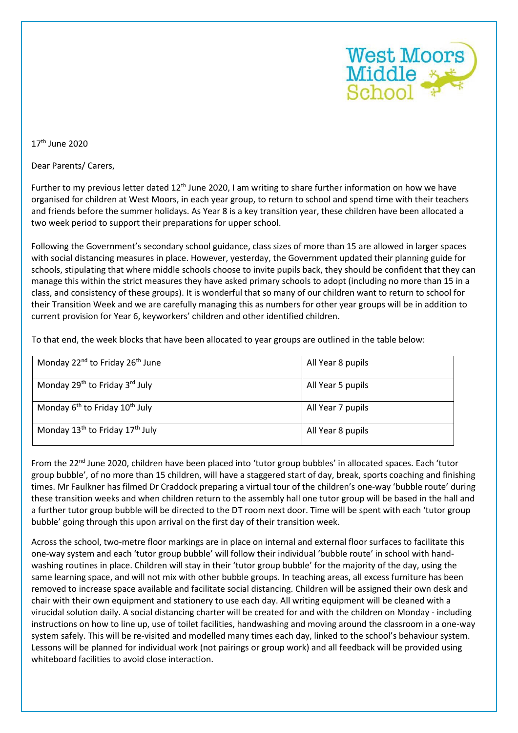West Moors Middle School

17th June 2020

Dear Parents/ Carers,

Further to my previous letter dated 12th June 2020, I am writing to share further information on how we have organised for children at West Moors, in each year group, to return to school and spend time with their teachers and friends before the summer holidays. As Year 8 is a key transition year, these children have been allocated a two week period to support their preparations for upper school.

Following the Government's secondary school guidance, class sizes of more than 15 are allowed in larger spaces with social distancing measures in place. However, yesterday, the Government updated their planning guide for schools, stipulating that where middle schools choose to invite pupils back, they should be confident that they can manage this within the strict measures they have asked primary schools to adopt (including no more than 15 in a class, and consistency of these groups). It is wonderful that so many of our children want to return to school for their Transition Week and we are carefully managing this as numbers for other year groups will be in addition to current provision for Year 6, keyworkers' children and other identified children.

To that end, the week blocks that have been allocated to year groups are outlined in the table below:

| | |
|---|---|
| Monday 22nd to Friday 26th June | All Year 8 pupils |
| Monday 29th to Friday 3rd July | All Year 5 pupils |
| Monday 6th to Friday 10th July | All Year 7 pupils |
| Monday 13th to Friday 17th July | All Year 8 pupils |

From the 22nd June 2020, children have been placed into 'tutor group bubbles' in allocated spaces. Each 'tutor group bubble', of no more than 15 children, will have a staggered start of day, break, sports coaching and finishing times. Mr Faulkner has filmed Dr Craddock preparing a virtual tour of the children's one-way 'bubble route' during these transition weeks and when children return to the assembly hall one tutor group will be based in the hall and a further tutor group bubble will be directed to the DT room next door. Time will be spent with each 'tutor group bubble' going through this upon arrival on the first day of their transition week.

Across the school, two-metre floor markings are in place on internal and external floor surfaces to facilitate this one-way system and each 'tutor group bubble' will follow their individual 'bubble route' in school with hand-washing routines in place. Children will stay in their 'tutor group bubble' for the majority of the day, using the same learning space, and will not mix with other bubble groups. In teaching areas, all excess furniture has been removed to increase space available and facilitate social distancing. Children will be assigned their own desk and chair with their own equipment and stationery to use each day. All writing equipment will be cleaned with a virucidal solution daily. A social distancing charter will be created for and with the children on Monday - including instructions on how to line up, use of toilet facilities, handwashing and moving around the classroom in a one-way system safely. This will be re-visited and modelled many times each day, linked to the school's behaviour system. Lessons will be planned for individual work (not pairings or group work) and all feedback will be provided using whiteboard facilities to avoid close interaction.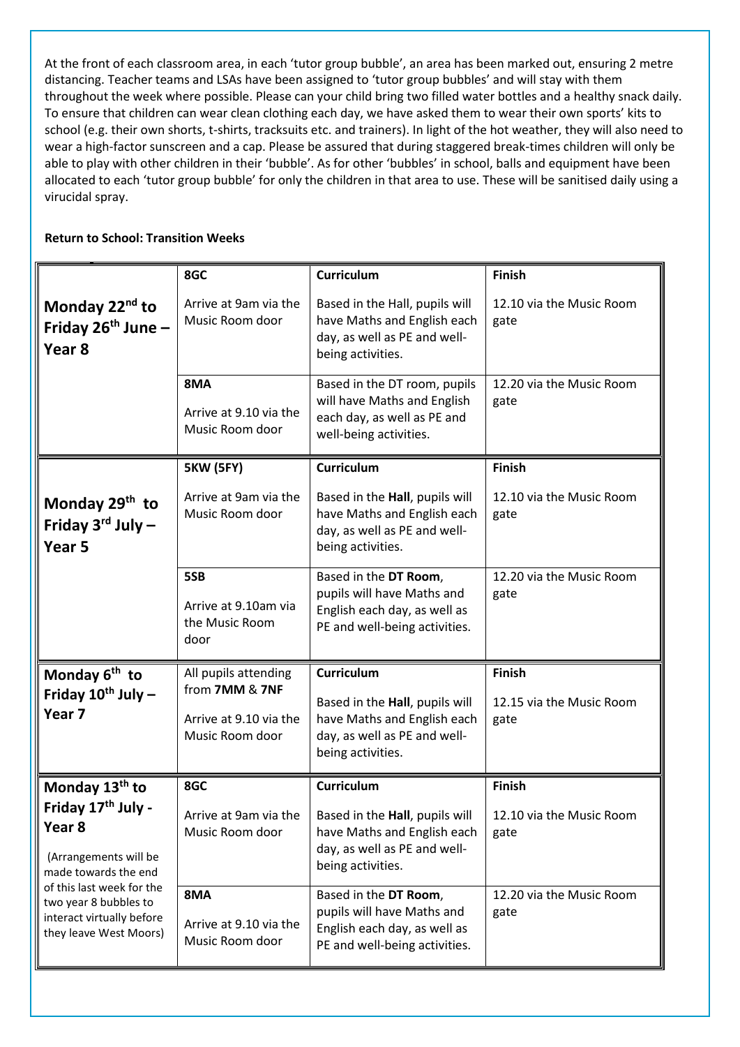At the front of each classroom area, in each 'tutor group bubble', an area has been marked out, ensuring 2 metre distancing. Teacher teams and LSAs have been assigned to 'tutor group bubbles' and will stay with them throughout the week where possible. Please can your child bring two filled water bottles and a healthy snack daily. To ensure that children can wear clean clothing each day, we have asked them to wear their own sports' kits to school (e.g. their own shorts, t-shirts, tracksuits etc. and trainers). In light of the hot weather, they will also need to wear a high-factor sunscreen and a cap. Please be assured that during staggered break-times children will only be able to play with other children in their 'bubble'. As for other 'bubbles' in school, balls and equipment have been allocated to each 'tutor group bubble' for only the children in that area to use. These will be sanitised daily using a virucidal spray.

**Return to School: Transition Weeks**

| | | | |
|---|---|---|---|
| **Monday 22nd to Friday 26th June – Year 8** | **8GC**<br><br>Arrive at 9am via the Music Room door | **Curriculum**<br><br>Based in the Hall, pupils will have Maths and English each day, as well as PE and well-being activities. | **Finish**<br><br>12.10 via the Music Room gate |
| | **8MA**<br><br>Arrive at 9.10 via the Music Room door | Based in the DT room, pupils will have Maths and English each day, as well as PE and well-being activities. | 12.20 via the Music Room gate |
| **Monday 29th to Friday 3rd July – Year 5** | **5KW (5FY)**<br><br>Arrive at 9am via the Music Room door | **Curriculum**<br><br>Based in the **Hall**, pupils will have Maths and English each day, as well as PE and well-being activities. | **Finish**<br><br>12.10 via the Music Room gate |
| | **5SB**<br><br>Arrive at 9.10am via the Music Room door | Based in the **DT Room**, pupils will have Maths and English each day, as well as PE and well-being activities. | 12.20 via the Music Room gate |
| **Monday 6th to Friday 10th July – Year 7** | All pupils attending from **7MM** & **7NF**<br><br>Arrive at 9.10 via the Music Room door | **Curriculum**<br><br>Based in the **Hall**, pupils will have Maths and English each day, as well as PE and well-being activities. | **Finish**<br><br>12.15 via the Music Room gate |
| **Monday 13th to Friday 17th July - Year 8**<br><br>(Arrangements will be made towards the end of this last week for the two year 8 bubbles to interact virtually before they leave West Moors) | **8GC**<br><br>Arrive at 9am via the Music Room door | **Curriculum**<br><br>Based in the **Hall**, pupils will have Maths and English each day, as well as PE and well-being activities. | **Finish**<br><br>12.10 via the Music Room gate |
| | **8MA**<br><br>Arrive at 9.10 via the Music Room door | Based in the **DT Room**, pupils will have Maths and English each day, as well as PE and well-being activities. | 12.20 via the Music Room gate |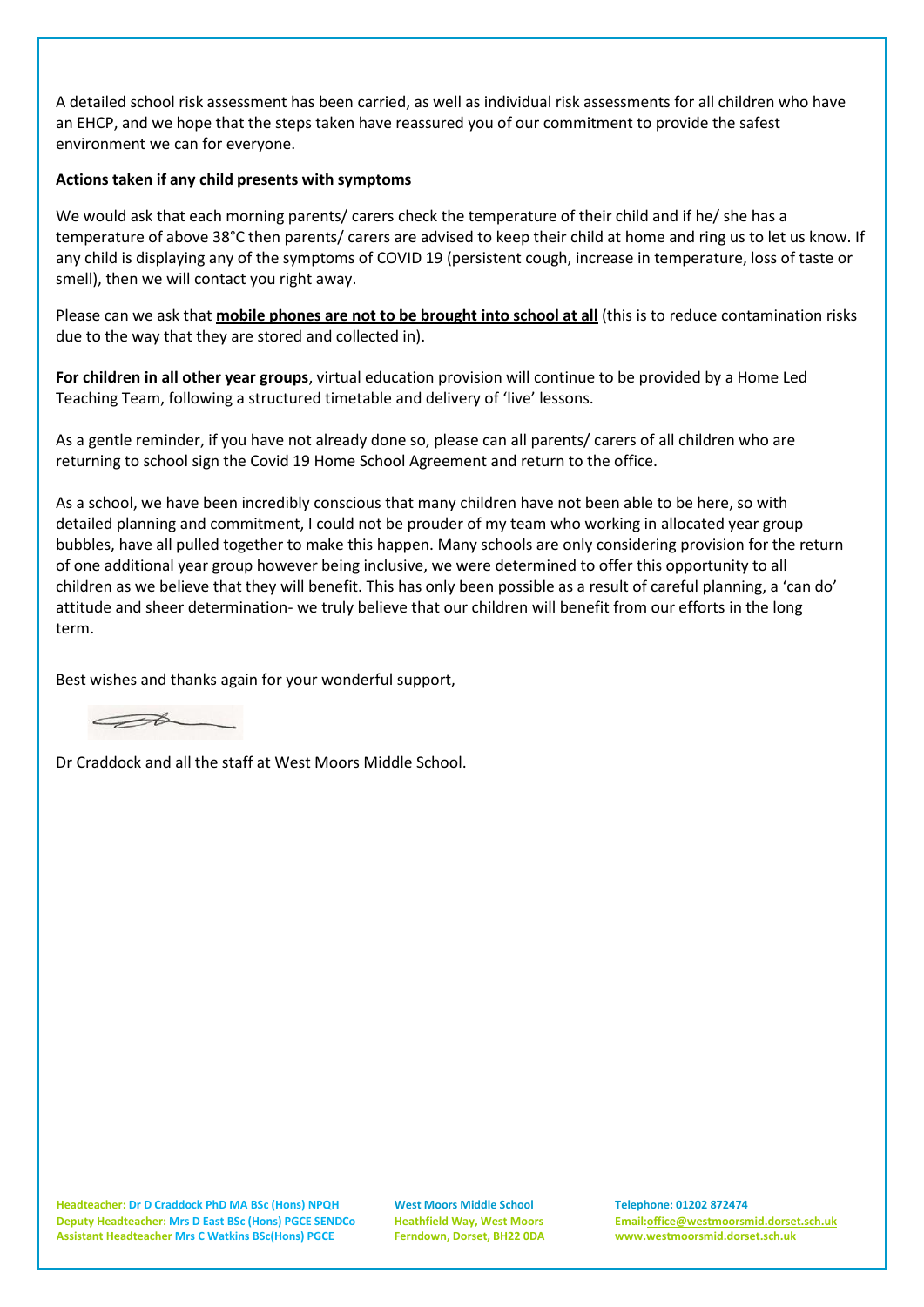A detailed school risk assessment has been carried, as well as individual risk assessments for all children who have an EHCP, and we hope that the steps taken have reassured you of our commitment to provide the safest environment we can for everyone.

**Actions taken if any child presents with symptoms**

We would ask that each morning parents/ carers check the temperature of their child and if he/ she has a temperature of above 38°C then parents/ carers are advised to keep their child at home and ring us to let us know. If any child is displaying any of the symptoms of COVID 19 (persistent cough, increase in temperature, loss of taste or smell), then we will contact you right away.

Please can we ask that **mobile phones are not to be brought into school at all** (this is to reduce contamination risks due to the way that they are stored and collected in).

**For children in all other year groups**, virtual education provision will continue to be provided by a Home Led Teaching Team, following a structured timetable and delivery of 'live' lessons.

As a gentle reminder, if you have not already done so, please can all parents/ carers of all children who are returning to school sign the Covid 19 Home School Agreement and return to the office.

As a school, we have been incredibly conscious that many children have not been able to be here, so with detailed planning and commitment, I could not be prouder of my team who working in allocated year group bubbles, have all pulled together to make this happen. Many schools are only considering provision for the return of one additional year group however being inclusive, we were determined to offer this opportunity to all children as we believe that they will benefit. This has only been possible as a result of careful planning, a 'can do' attitude and sheer determination- we truly believe that our children will benefit from our efforts in the long term.

Best wishes and thanks again for your wonderful support,

Dr Craddock and all the staff at West Moors Middle School.

Headteacher: Dr D Craddock PhD MA BSc (Hons) NPQH
Deputy Headteacher: Mrs D East BSc (Hons) PGCE SENDCo
Assistant Headteacher Mrs C Watkins BSc(Hons) PGCE

West Moors Middle School
Heathfield Way, West Moors
Ferndown, Dorset, BH22 0DA

Telephone: 01202 872474
Email:office@westmoorsmid.dorset.sch.uk
www.westmoorsmid.dorset.sch.uk